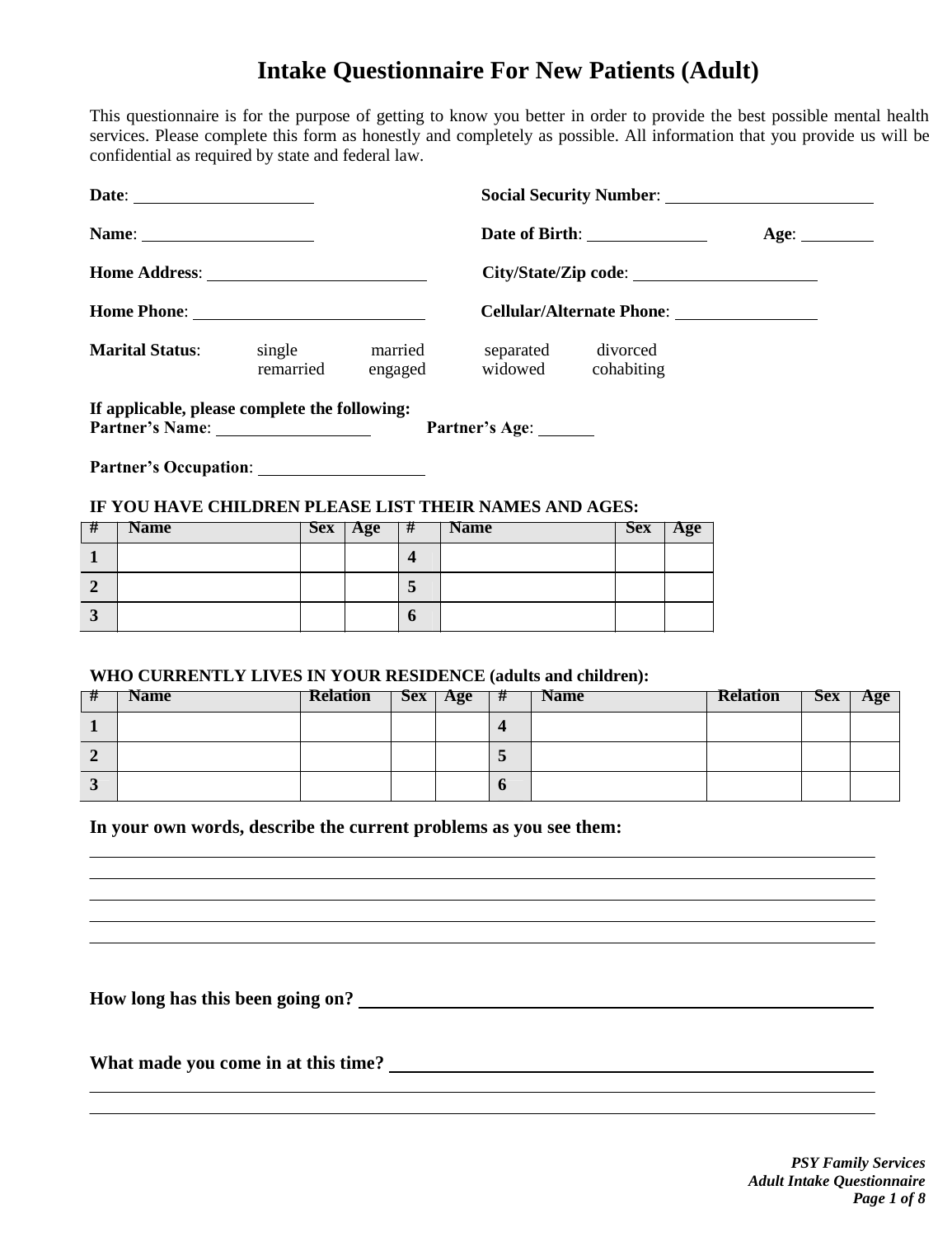# Intake Questionnaire For New Patients (Adult)

This questionnaire is for the purpose of getting to know you better in order to provide the best possible mental health services. Please complete this form as honestly and completely as possible. All information that you provide us will be confidential as required by state and federal law.

**Date**: ____________________ **Social Security Number**: ________________________

**Name**: ____________________ **Date of Birth**: ______________ **Age**: _________

**Home Address**: __________________________ **City/State/Zip code**: ______________________

**Home Phone**: ___________________________ **Cellular/Alternate Phone**: _________________

**Marital Status**: single married separated divorced remarried engaged widowed cohabiting

**If applicable, please complete the following:**
**Partner's Name**: __________________ **Partner's Age**: _______

**Partner's Occupation**: ___________________

**IF YOU HAVE CHILDREN PLEASE LIST THEIR NAMES AND AGES:**

| # | Name | Sex | Age | # | Name | Sex | Age |
|---|---|---|---|---|---|---|---|
| 1 | | | | 4 | | | |
| 2 | | | | 5 | | | |
| 3 | | | | 6 | | | |

**WHO CURRENTLY LIVES IN YOUR RESIDENCE (adults and children):**

| # | Name | Relation | Sex | Age | # | Name | Relation | Sex | Age |
|---|---|---|---|---|---|---|---|---|---|
| 1 | | | | | 4 | | | | |
| 2 | | | | | 5 | | | | |
| 3 | | | | | 6 | | | | |

**In your own words, describe the current problems as you see them:**

______________________________________________________________________________
______________________________________________________________________________
______________________________________________________________________________
______________________________________________________________________________
______________________________________________________________________________

**How long has this been going on?** ____________________________________________

**What made you come in at this time?** _________________________________________
______________________________________________________________________________
______________________________________________________________________________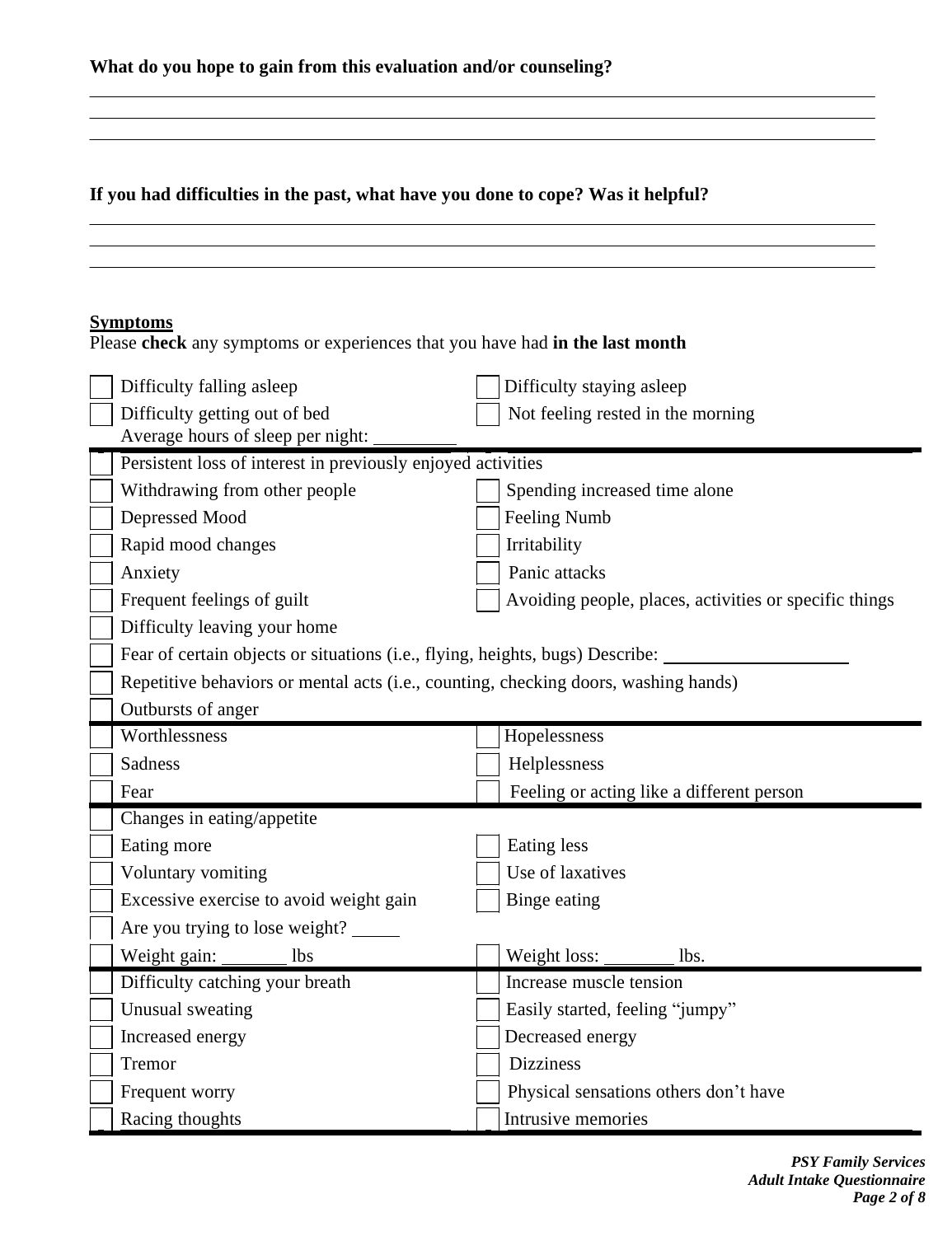**What do you hope to gain from this evaluation and/or counseling?**

______________________________________________________________________________
______________________________________________________________________________
______________________________________________________________________________

**If you had difficulties in the past, what have you done to cope? Was it helpful?**

______________________________________________________________________________
______________________________________________________________________________
______________________________________________________________________________

**Symptoms**

Please **check** any symptoms or experiences that you have had **in the last month**

| | |
|---|---|
| ☐ Difficulty falling asleep | ☐ Difficulty staying asleep |
| ☐ Difficulty getting out of bed<br>Average hours of sleep per night: _________ | ☐ Not feeling rested in the morning |
| ☐ Persistent loss of interest in previously enjoyed activities | |
| ☐ Withdrawing from other people | ☐ Spending increased time alone |
| ☐ Depressed Mood | ☐ Feeling Numb |
| ☐ Rapid mood changes | ☐ Irritability |
| ☐ Anxiety | ☐ Panic attacks |
| ☐ Frequent feelings of guilt | ☐ Avoiding people, places, activities or specific things |
| ☐ Difficulty leaving your home | |
| ☐ Fear of certain objects or situations (i.e., flying, heights, bugs) Describe: ____________________ | |
| ☐ Repetitive behaviors or mental acts (i.e., counting, checking doors, washing hands) | |
| ☐ Outbursts of anger | |
| ☐ Worthlessness | ☐ Hopelessness |
| ☐ Sadness | ☐ Helplessness |
| ☐ Fear | ☐ Feeling or acting like a different person |
| ☐ Changes in eating/appetite | |
| ☐ Eating more | ☐ Eating less |
| ☐ Voluntary vomiting | ☐ Use of laxatives |
| ☐ Excessive exercise to avoid weight gain | ☐ Binge eating |
| ☐ Are you trying to lose weight? _____ | |
| ☐ Weight gain: _______ lbs | ☐ Weight loss: ________ lbs. |
| ☐ Difficulty catching your breath | ☐ Increase muscle tension |
| ☐ Unusual sweating | ☐ Easily started, feeling "jumpy" |
| ☐ Increased energy | ☐ Decreased energy |
| ☐ Tremor | ☐ Dizziness |
| ☐ Frequent worry | ☐ Physical sensations others don't have |
| ☐ Racing thoughts | ☐ Intrusive memories |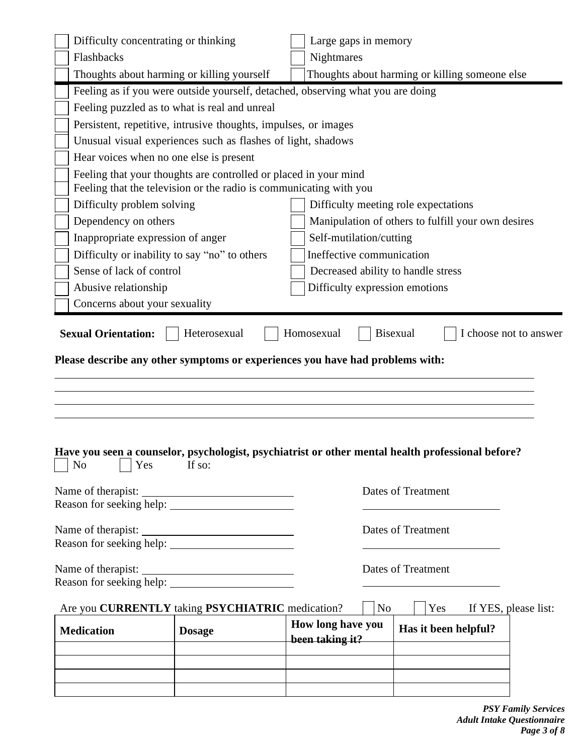- [ ] Difficulty concentrating or thinking
- [ ] Large gaps in memory
- [ ] Flashbacks
- [ ] Nightmares
- [ ] Thoughts about harming or killing yourself
- [ ] Thoughts about harming or killing someone else

---

- [ ] Feeling as if you were outside yourself, detached, observing what you are doing
- [ ] Feeling puzzled as to what is real and unreal
- [ ] Persistent, repetitive, intrusive thoughts, impulses, or images
- [ ] Unusual visual experiences such as flashes of light, shadows
- [ ] Hear voices when no one else is present
- [ ] Feeling that your thoughts are controlled or placed in your mind
- [ ] Feeling that the television or the radio is communicating with you
- [ ] Difficulty problem solving
- [ ] Difficulty meeting role expectations
- [ ] Dependency on others
- [ ] Manipulation of others to fulfill your own desires
- [ ] Inappropriate expression of anger
- [ ] Self-mutilation/cutting
- [ ] Difficulty or inability to say "no" to others
- [ ] Ineffective communication
- [ ] Sense of lack of control
- [ ] Decreased ability to handle stress
- [ ] Abusive relationship
- [ ] Difficulty expression emotions
- [ ] Concerns about your sexuality

---

**Sexual Orientation:** ☐ Heterosexual ☐ Homosexual ☐ Bisexual ☐ I choose not to answer

**Please describe any other symptoms or experiences you have had problems with:**

______________________________________________________________________

______________________________________________________________________

______________________________________________________________________

______________________________________________________________________

**Have you seen a counselor, psychologist, psychiatrist or other mental health professional before?**

☐ No ☐ Yes If so:

Name of therapist: ______________________ Dates of Treatment

Reason for seeking help: ______________________ ______________________

Name of therapist: ______________________ Dates of Treatment

Reason for seeking help: ______________________ ______________________

Name of therapist: ______________________ Dates of Treatment

Reason for seeking help: ______________________ ______________________

Are you **CURRENTLY** taking **PSYCHIATRIC** medication? ☐ No ☐ Yes If YES, please list:

| **Medication** | **Dosage** | **How long have you been taking it?** | **Has it been helpful?** |
|---|---|---|---|
| | | | |
| | | | |
| | | | |
| | | | |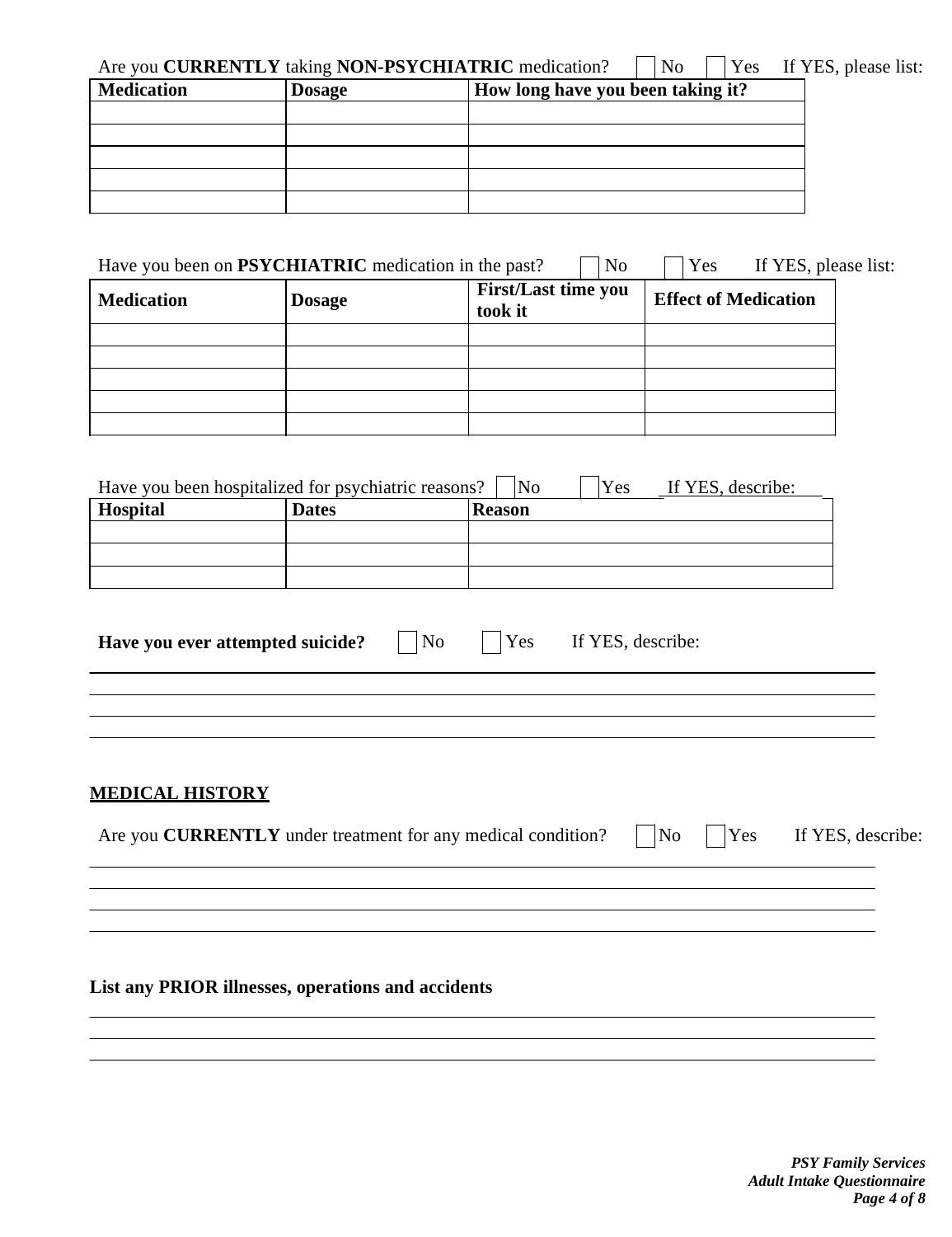Are you **CURRENTLY** taking **NON-PSYCHIATRIC** medication? ☐ No ☐ Yes If YES, please list:

| Medication | Dosage | How long have you been taking it? |
|---|---|---|
| | | |
| | | |
| | | |
| | | |
| | | |

Have you been on **PSYCHIATRIC** medication in the past? ☐ No ☐ Yes If YES, please list:

| Medication | Dosage | First/Last time you took it | Effect of Medication |
|---|---|---|---|
| | | | |
| | | | |
| | | | |
| | | | |
| | | | |

Have you been hospitalized for psychiatric reasons? ☐ No ☐ Yes If YES, describe:

| Hospital | Dates | Reason |
|---|---|---|
| | | |
| | | |
| | | |

**Have you ever attempted suicide?** ☐ No ☐ Yes If YES, describe:

____________________________________________________________

____________________________________________________________

____________________________________________________________

____________________________________________________________

## MEDICAL HISTORY

Are you **CURRENTLY** under treatment for any medical condition? ☐ No ☐ Yes If YES, describe:

____________________________________________________________

____________________________________________________________

____________________________________________________________

____________________________________________________________

**List any PRIOR illnesses, operations and accidents**

____________________________________________________________

____________________________________________________________

____________________________________________________________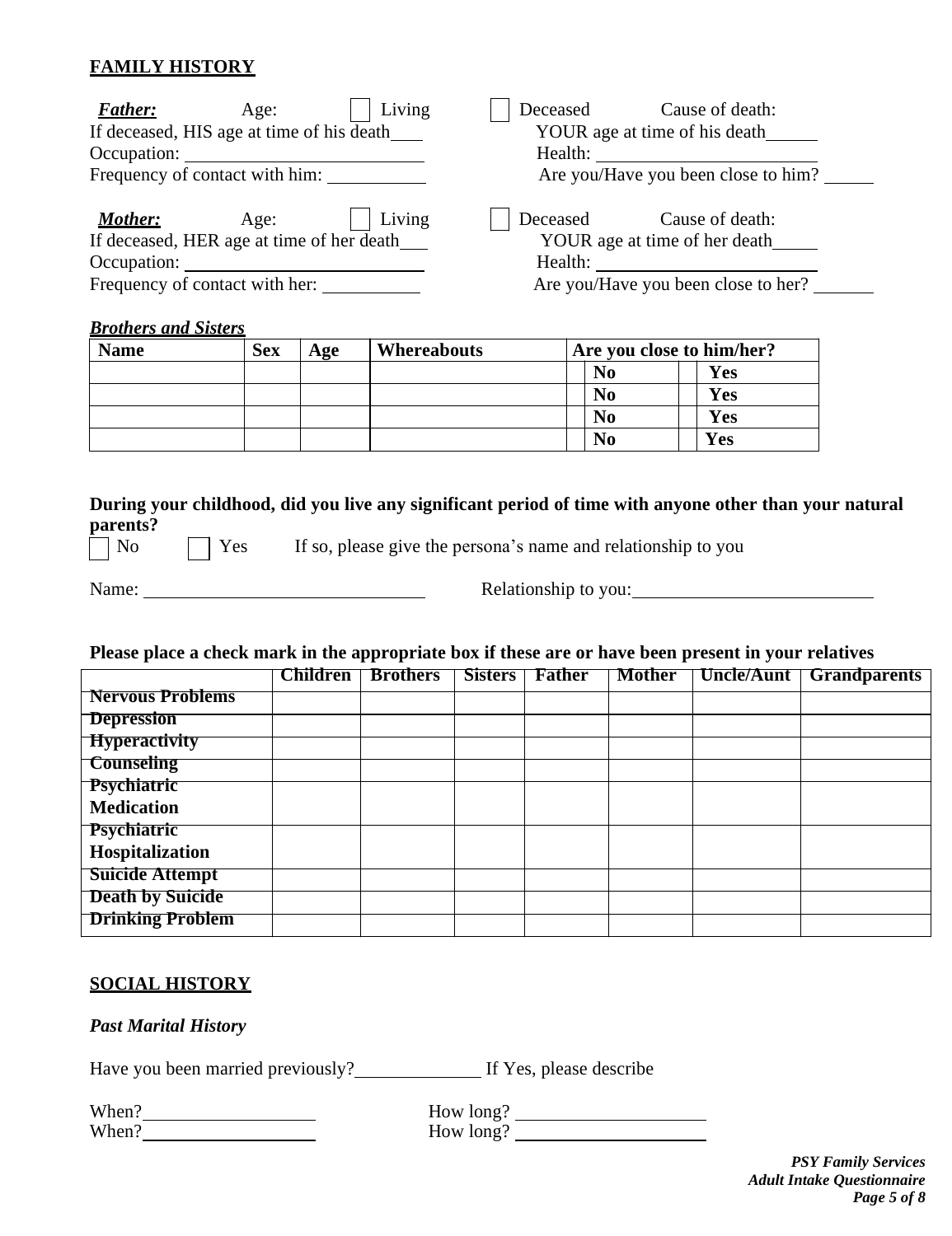## FAMILY HISTORY

***Father:*** Age: ☐ Living ☐ Deceased Cause of death:
If deceased, HIS age at time of his death___ YOUR age at time of his death______
Occupation: ______________________ Health: ______________________
Frequency of contact with him: __________ Are you/Have you been close to him? _____

***Mother:*** Age: ☐ Living ☐ Deceased Cause of death:
If deceased, HER age at time of her death___ YOUR age at time of her death_____
Occupation: ______________________ Health: ______________________
Frequency of contact with her: __________ Are you/Have you been close to her? ______

***Brothers and Sisters***

| Name | Sex | Age | Whereabouts | Are you close to him/her? | | | |
|---|---|---|---|---|---|---|---|
| | | | | ☐ | No | ☐ | Yes |
| | | | | ☐ | No | ☐ | Yes |
| | | | | ☐ | No | ☐ | Yes |
| | | | | ☐ | No | ☐ | Yes |

**During your childhood, did you live any significant period of time with anyone other than your natural parents?**

☐ No ☐ Yes If so, please give the persona's name and relationship to you

Name: ______________________ Relationship to you:______________________

**Please place a check mark in the appropriate box if these are or have been present in your relatives**

| | Children | Brothers | Sisters | Father | Mother | Uncle/Aunt | Grandparents |
|---|---|---|---|---|---|---|---|
| **Nervous Problems** | | | | | | | |
| **Depression** | | | | | | | |
| **Hyperactivity** | | | | | | | |
| **Counseling** | | | | | | | |
| **Psychiatric Medication** | | | | | | | |
| **Psychiatric Hospitalization** | | | | | | | |
| **Suicide Attempt** | | | | | | | |
| **Death by Suicide** | | | | | | | |
| **Drinking Problem** | | | | | | | |

## SOCIAL HISTORY

***Past Marital History***

Have you been married previously?____________ If Yes, please describe

When?________________ How long? ________________
When?________________ How long? ________________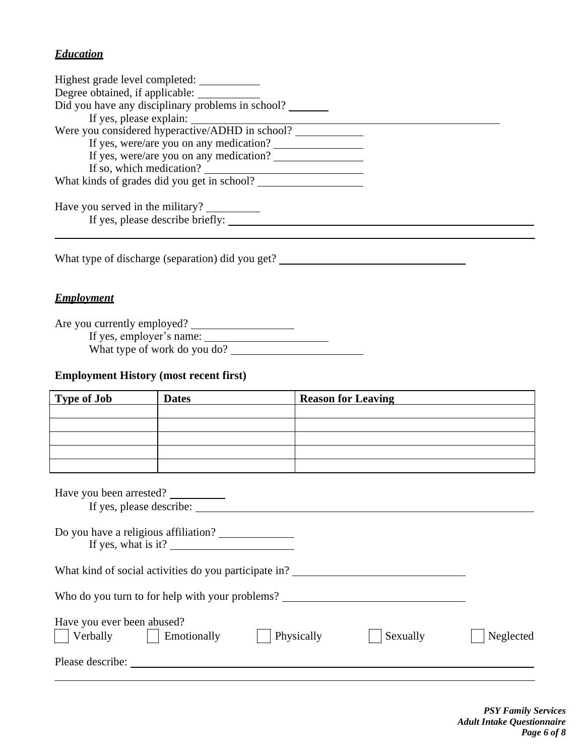## ***Education***

Highest grade level completed: ___________
Degree obtained, if applicable: ___________
Did you have any disciplinary problems in school? _______
  If yes, please explain: _______________________________________________
Were you considered hyperactive/ADHD in school? ___________
  If yes, were/are you on any medication? _______________
  If yes, were/are you on any medication? _______________
  If so, which medication? ___________________________
What kinds of grades did you get in school? _________________

Have you served in the military? _________
  If yes, please describe briefly: _______________________________________________

_______________________________________________________________________

What type of discharge (separation) did you get? ________________________________

## ***Employment***

Are you currently employed? _________________
  If yes, employer's name: _____________________
  What type of work do you do? ______________________

**Employment History (most recent first)**

| Type of Job | Dates | Reason for Leaving |
|---|---|---|
| | | |
| | | |
| | | |
| | | |
| | | |

Have you been arrested? _________
  If yes, please describe: _______________________________________________

Do you have a religious affiliation? _____________
  If yes, what is it? _____________________

What kind of social activities do you participate in? ____________________________

Who do you turn to for help with your problems? ______________________________

Have you ever been abused?
☐ Verbally ☐ Emotionally ☐ Physically ☐ Sexually ☐ Neglected

Please describe: _______________________________________________________________

_______________________________________________________________________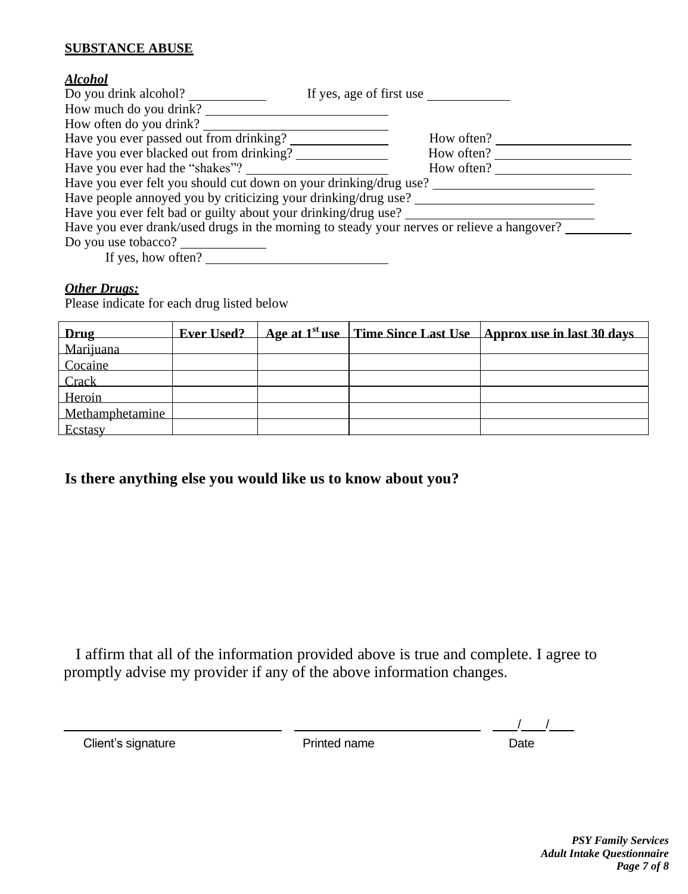## SUBSTANCE ABUSE

***Alcohol***

Do you drink alcohol? ____________ If yes, age of first use ____________

How much do you drink? ____________________________

How often do you drink? ____________________________

Have you ever passed out from drinking? ______________ How often? ____________________

Have you ever blacked out from drinking? ______________ How often? ____________________

Have you ever had the "shakes"? ____________________ How often? ____________________

Have you ever felt you should cut down on your drinking/drug use? ________________________

Have people annoyed you by criticizing your drinking/drug use? ___________________________

Have you ever felt bad or guilty about your drinking/drug use? ____________________________

Have you ever drank/used drugs in the morning to steady your nerves or relieve a hangover? __________

Do you use tobacco? ____________

If yes, how often? ____________________________

***Other Drugs:***

Please indicate for each drug listed below

| Drug | Ever Used? | Age at 1st use | Time Since Last Use | Approx use in last 30 days |
|---|---|---|---|---|
| Marijuana | | | | |
| Cocaine | | | | |
| Crack | | | | |
| Heroin | | | | |
| Methamphetamine | | | | |
| Ecstasy | | | | |

**Is there anything else you would like us to know about you?**

I affirm that all of the information provided above is true and complete. I agree to promptly advise my provider if any of the above information changes.

______________________________ ______________________________ ____/____/____

Client's signature Printed name Date